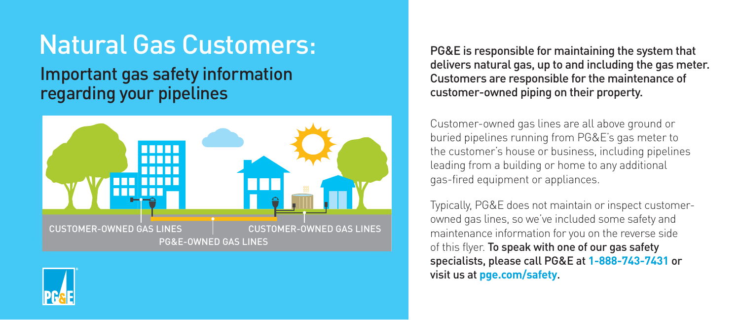# Natural Gas Customers:

## Important gas safety information regarding your pipelines

CUSTOMER-OWNED GAS LINES

CUSTOMER-OWNED GAS LINES

PG&E-OWNED GAS LINES

**PG&E is responsible for maintaining the system that delivers natural gas, up to and including the gas meter. Customers are responsible for the maintenance of customer-owned piping on their property.**

Customer-owned gas lines are all above ground or buried pipelines running from PG&E's gas meter to the customer's house or business, including pipelines leading from a building or home to any additional gas-fired equipment or appliances.

Typically, PG&E does not maintain or inspect customer-owned gas lines, so we've included some safety and maintenance information for you on the reverse side of this flyer. **To speak with one of our gas safety specialists, please call PG&E at 1-888-743-7431 or visit us at pge.com/safety.**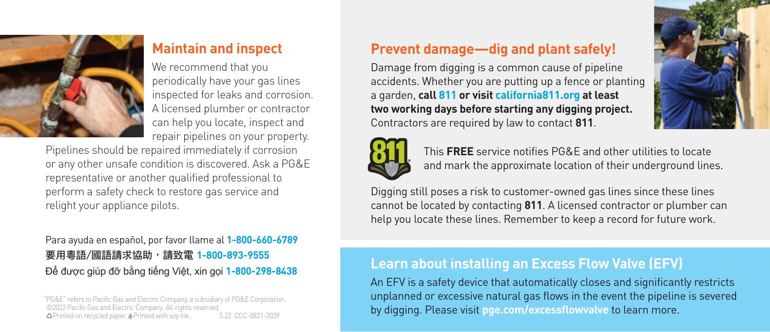## Maintain and inspect

We recommend that you periodically have your gas lines inspected for leaks and corrosion. A licensed plumber or contractor can help you locate, inspect and repair pipelines on your property.

Pipelines should be repaired immediately if corrosion or any other unsafe condition is discovered. Ask a PG&E representative or another qualified professional to perform a safety check to restore gas service and relight your appliance pilots.

Para ayuda en español, por favor llame al **1-800-660-6789**
要用粵語/國語請求協助，請致電 **1-800-893-9555**
Để được giúp đỡ bằng tiếng Việt, xin gọi **1-800-298-8438**

"PG&E" refers to Pacific Gas and Electric Company, a subsidiary of PG&E Corporation.
©2022 Pacific Gas and Electric Company. All rights reserved.
Printed on recycled paper. Printed with soy ink. 5.22 CCC-0821-3039

## Prevent damage—dig and plant safely!

Damage from digging is a common cause of pipeline accidents. Whether you are putting up a fence or planting a garden, **call 811 or visit california811.org at least two working days before starting any digging project.** Contractors are required by law to contact **811**.

This **FREE** service notifies PG&E and other utilities to locate and mark the approximate location of their underground lines.

Digging still poses a risk to customer-owned gas lines since these lines cannot be located by contacting **811**. A licensed contractor or plumber can help you locate these lines. Remember to keep a record for future work.

## Learn about installing an Excess Flow Valve (EFV)

An EFV is a safety device that automatically closes and significantly restricts unplanned or excessive natural gas flows in the event the pipeline is severed by digging. Please visit **pge.com/excessflowvalve** to learn more.